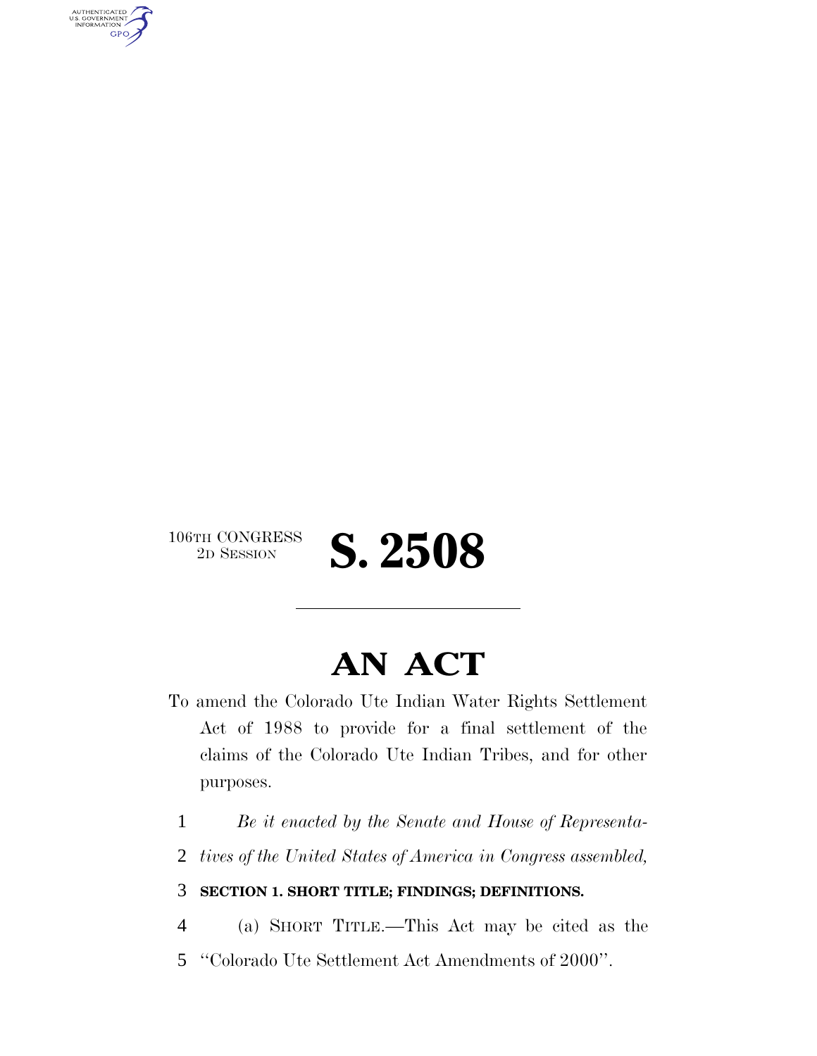106TH CONGRESS
2D SESSION

# S. 2508

# AN ACT

To amend the Colorado Ute Indian Water Rights Settlement Act of 1988 to provide for a final settlement of the claims of the Colorado Ute Indian Tribes, and for other purposes.

1 *Be it enacted by the Senate and House of Representa-*
2 *tives of the United States of America in Congress assembled,*

3 **SECTION 1. SHORT TITLE; FINDINGS; DEFINITIONS.**

4 (a) SHORT TITLE.—This Act may be cited as the
5 ''Colorado Ute Settlement Act Amendments of 2000''.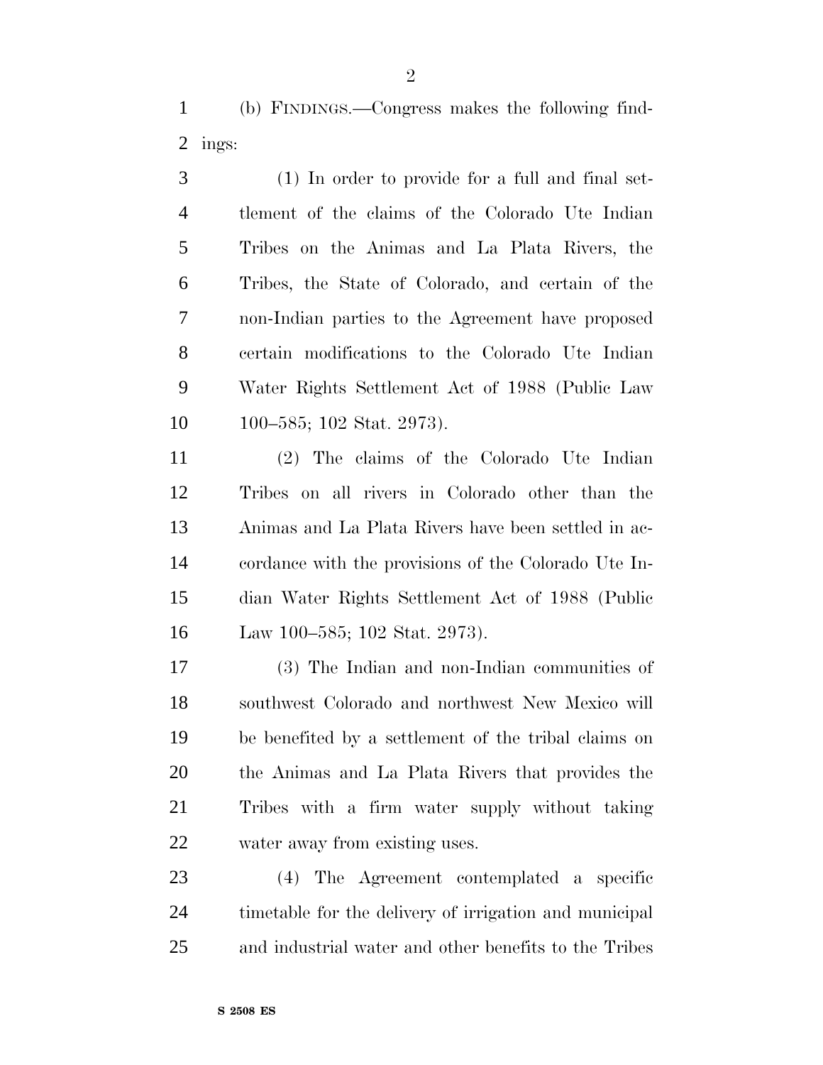(b) FINDINGS.—Congress makes the following findings:

(1) In order to provide for a full and final settlement of the claims of the Colorado Ute Indian Tribes on the Animas and La Plata Rivers, the Tribes, the State of Colorado, and certain of the non-Indian parties to the Agreement have proposed certain modifications to the Colorado Ute Indian Water Rights Settlement Act of 1988 (Public Law 100–585; 102 Stat. 2973).

(2) The claims of the Colorado Ute Indian Tribes on all rivers in Colorado other than the Animas and La Plata Rivers have been settled in accordance with the provisions of the Colorado Ute Indian Water Rights Settlement Act of 1988 (Public Law 100–585; 102 Stat. 2973).

(3) The Indian and non-Indian communities of southwest Colorado and northwest New Mexico will be benefited by a settlement of the tribal claims on the Animas and La Plata Rivers that provides the Tribes with a firm water supply without taking water away from existing uses.

(4) The Agreement contemplated a specific timetable for the delivery of irrigation and municipal and industrial water and other benefits to the Tribes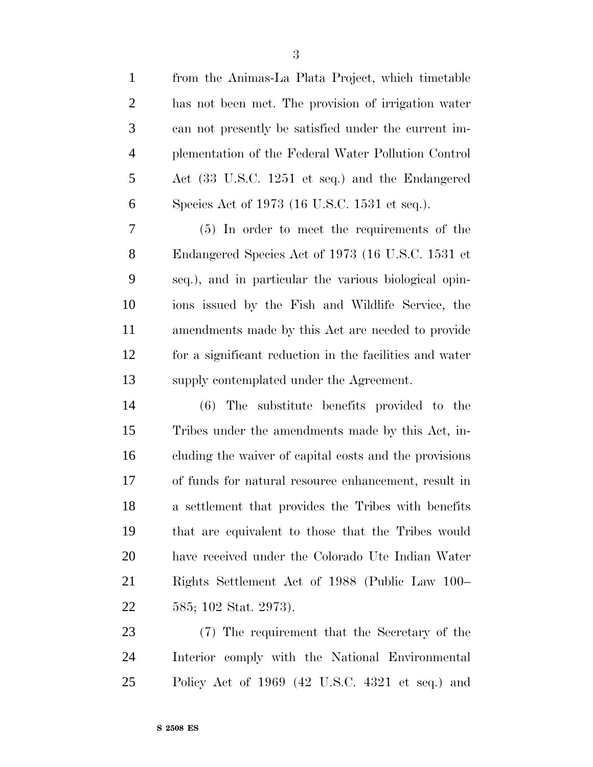from the Animas-La Plata Project, which timetable has not been met. The provision of irrigation water can not presently be satisfied under the current implementation of the Federal Water Pollution Control Act (33 U.S.C. 1251 et seq.) and the Endangered Species Act of 1973 (16 U.S.C. 1531 et seq.).

(5) In order to meet the requirements of the Endangered Species Act of 1973 (16 U.S.C. 1531 et seq.), and in particular the various biological opinions issued by the Fish and Wildlife Service, the amendments made by this Act are needed to provide for a significant reduction in the facilities and water supply contemplated under the Agreement.

(6) The substitute benefits provided to the Tribes under the amendments made by this Act, including the waiver of capital costs and the provisions of funds for natural resource enhancement, result in a settlement that provides the Tribes with benefits that are equivalent to those that the Tribes would have received under the Colorado Ute Indian Water Rights Settlement Act of 1988 (Public Law 100–585; 102 Stat. 2973).

(7) The requirement that the Secretary of the Interior comply with the National Environmental Policy Act of 1969 (42 U.S.C. 4321 et seq.) and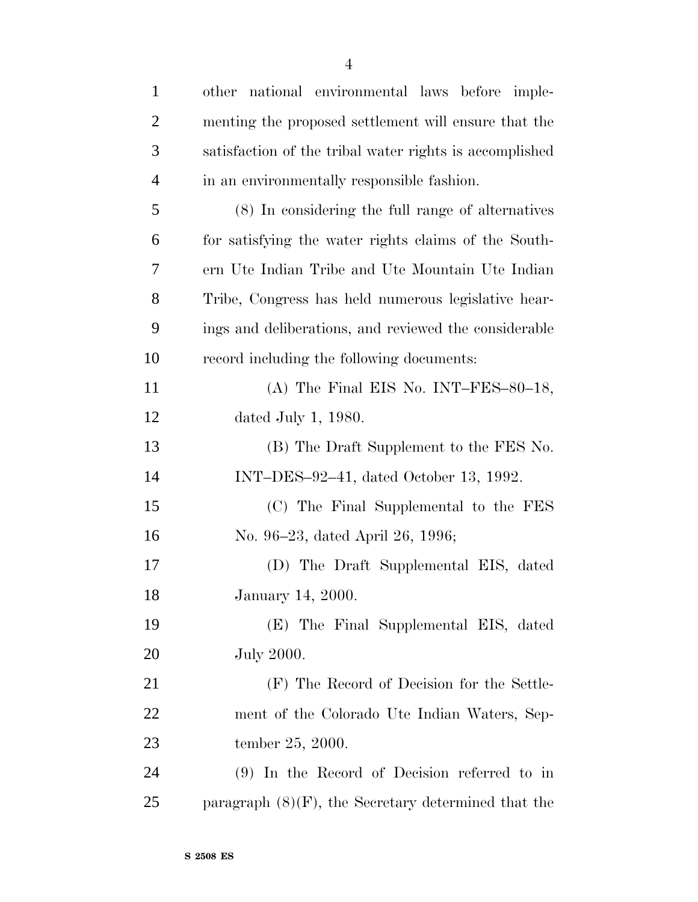other national environmental laws before implementing the proposed settlement will ensure that the satisfaction of the tribal water rights is accomplished in an environmentally responsible fashion.

(8) In considering the full range of alternatives for satisfying the water rights claims of the Southern Ute Indian Tribe and Ute Mountain Ute Indian Tribe, Congress has held numerous legislative hearings and deliberations, and reviewed the considerable record including the following documents:

(A) The Final EIS No. INT–FES–80–18, dated July 1, 1980.

(B) The Draft Supplement to the FES No. INT–DES–92–41, dated October 13, 1992.

(C) The Final Supplemental to the FES No. 96–23, dated April 26, 1996;

(D) The Draft Supplemental EIS, dated January 14, 2000.

(E) The Final Supplemental EIS, dated July 2000.

(F) The Record of Decision for the Settlement of the Colorado Ute Indian Waters, September 25, 2000.

(9) In the Record of Decision referred to in paragraph (8)(F), the Secretary determined that the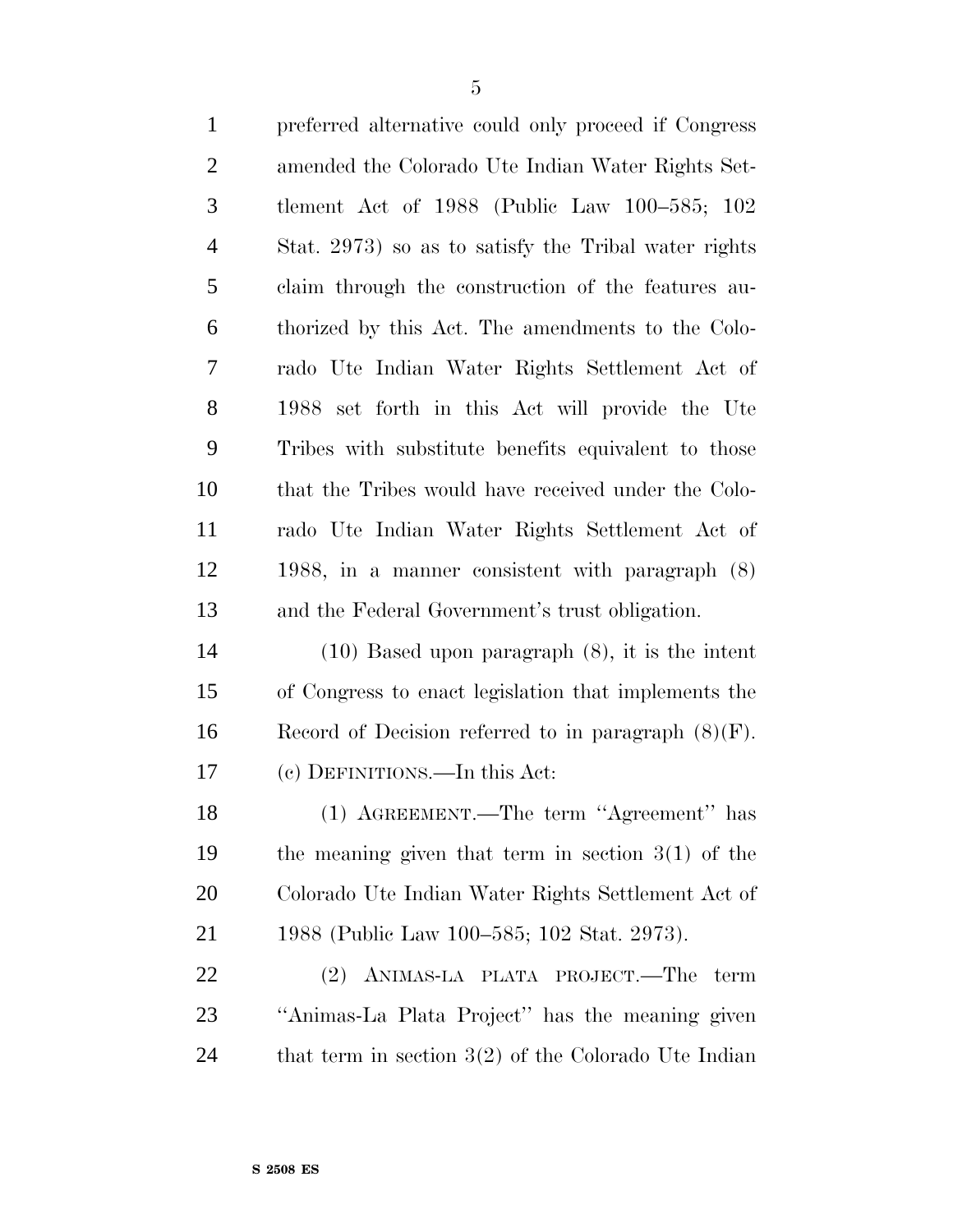preferred alternative could only proceed if Congress amended the Colorado Ute Indian Water Rights Settlement Act of 1988 (Public Law 100–585; 102 Stat. 2973) so as to satisfy the Tribal water rights claim through the construction of the features authorized by this Act. The amendments to the Colorado Ute Indian Water Rights Settlement Act of 1988 set forth in this Act will provide the Ute Tribes with substitute benefits equivalent to those that the Tribes would have received under the Colorado Ute Indian Water Rights Settlement Act of 1988, in a manner consistent with paragraph (8) and the Federal Government's trust obligation.

(10) Based upon paragraph (8), it is the intent of Congress to enact legislation that implements the Record of Decision referred to in paragraph (8)(F).

(c) DEFINITIONS.—In this Act:

(1) AGREEMENT.—The term ''Agreement'' has the meaning given that term in section 3(1) of the Colorado Ute Indian Water Rights Settlement Act of 1988 (Public Law 100–585; 102 Stat. 2973).

(2) ANIMAS-LA PLATA PROJECT.—The term ''Animas-La Plata Project'' has the meaning given that term in section 3(2) of the Colorado Ute Indian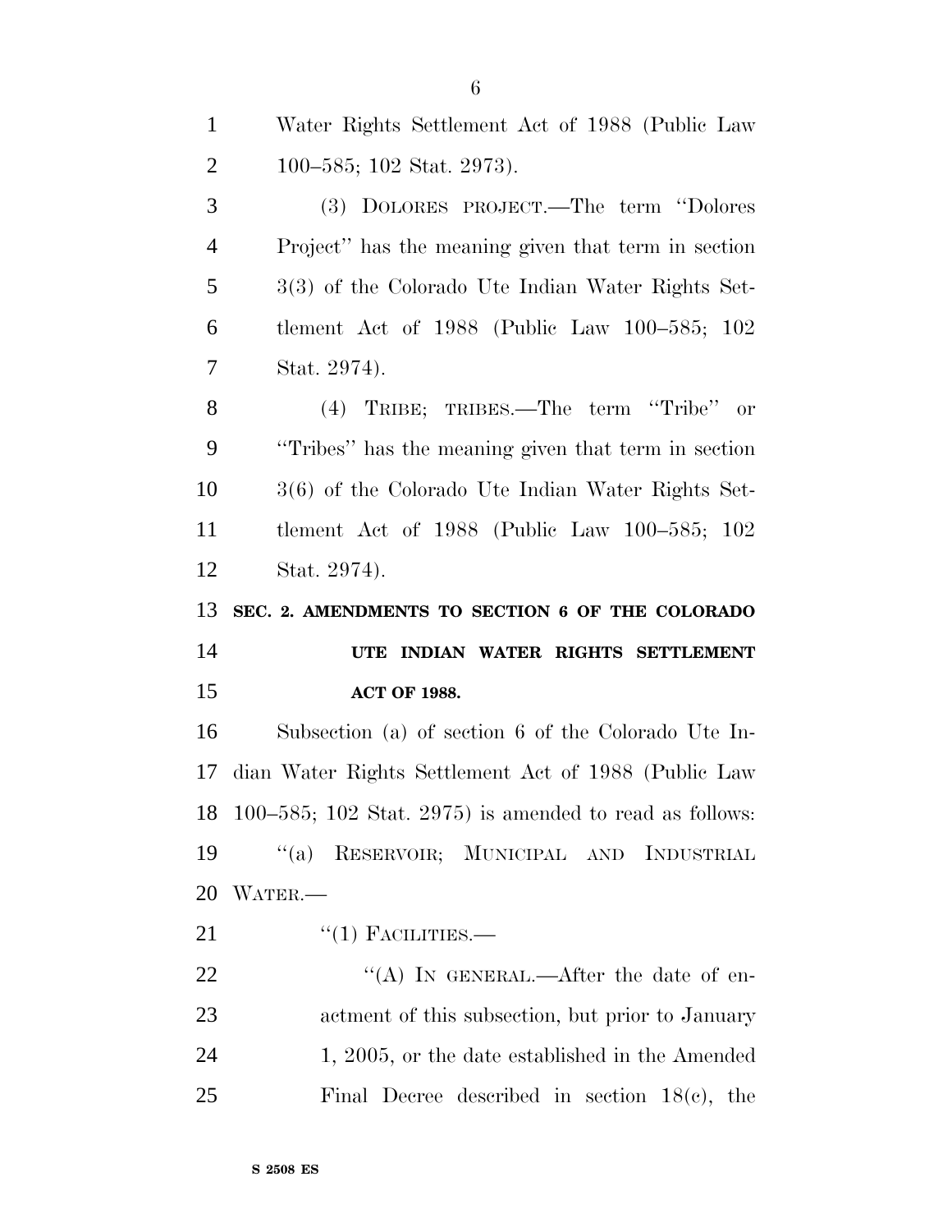Water Rights Settlement Act of 1988 (Public Law 100–585; 102 Stat. 2973).

(3) DOLORES PROJECT.—The term "Dolores Project" has the meaning given that term in section 3(3) of the Colorado Ute Indian Water Rights Settlement Act of 1988 (Public Law 100–585; 102 Stat. 2974).

(4) TRIBE; TRIBES.—The term "Tribe" or "Tribes" has the meaning given that term in section 3(6) of the Colorado Ute Indian Water Rights Settlement Act of 1988 (Public Law 100–585; 102 Stat. 2974).

**SEC. 2. AMENDMENTS TO SECTION 6 OF THE COLORADO UTE INDIAN WATER RIGHTS SETTLEMENT ACT OF 1988.**

Subsection (a) of section 6 of the Colorado Ute Indian Water Rights Settlement Act of 1988 (Public Law 100–585; 102 Stat. 2975) is amended to read as follows:

"(a) RESERVOIR; MUNICIPAL AND INDUSTRIAL WATER.—

"(1) FACILITIES.—

"(A) IN GENERAL.—After the date of enactment of this subsection, but prior to January 1, 2005, or the date established in the Amended Final Decree described in section 18(c), the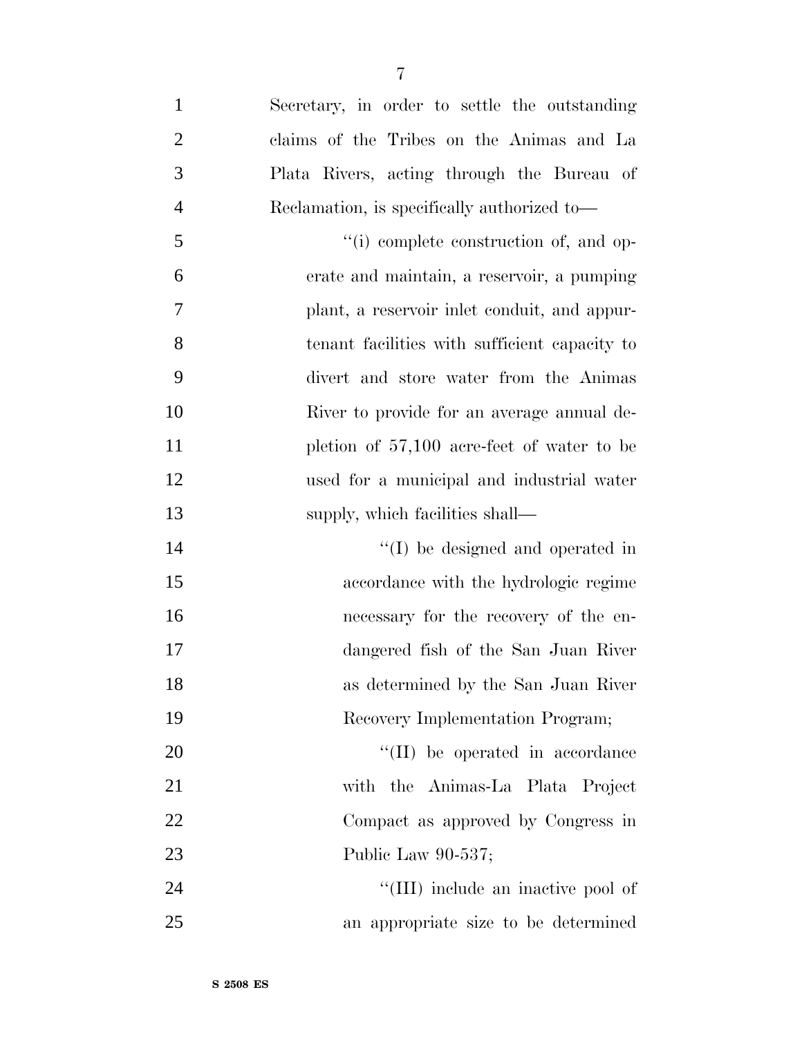Secretary, in order to settle the outstanding claims of the Tribes on the Animas and La Plata Rivers, acting through the Bureau of Reclamation, is specifically authorized to—

''(i) complete construction of, and operate and maintain, a reservoir, a pumping plant, a reservoir inlet conduit, and appurtenant facilities with sufficient capacity to divert and store water from the Animas River to provide for an average annual depletion of 57,100 acre-feet of water to be used for a municipal and industrial water supply, which facilities shall—

''(I) be designed and operated in accordance with the hydrologic regime necessary for the recovery of the endangered fish of the San Juan River as determined by the San Juan River Recovery Implementation Program;

''(II) be operated in accordance with the Animas-La Plata Project Compact as approved by Congress in Public Law 90-537;

''(III) include an inactive pool of an appropriate size to be determined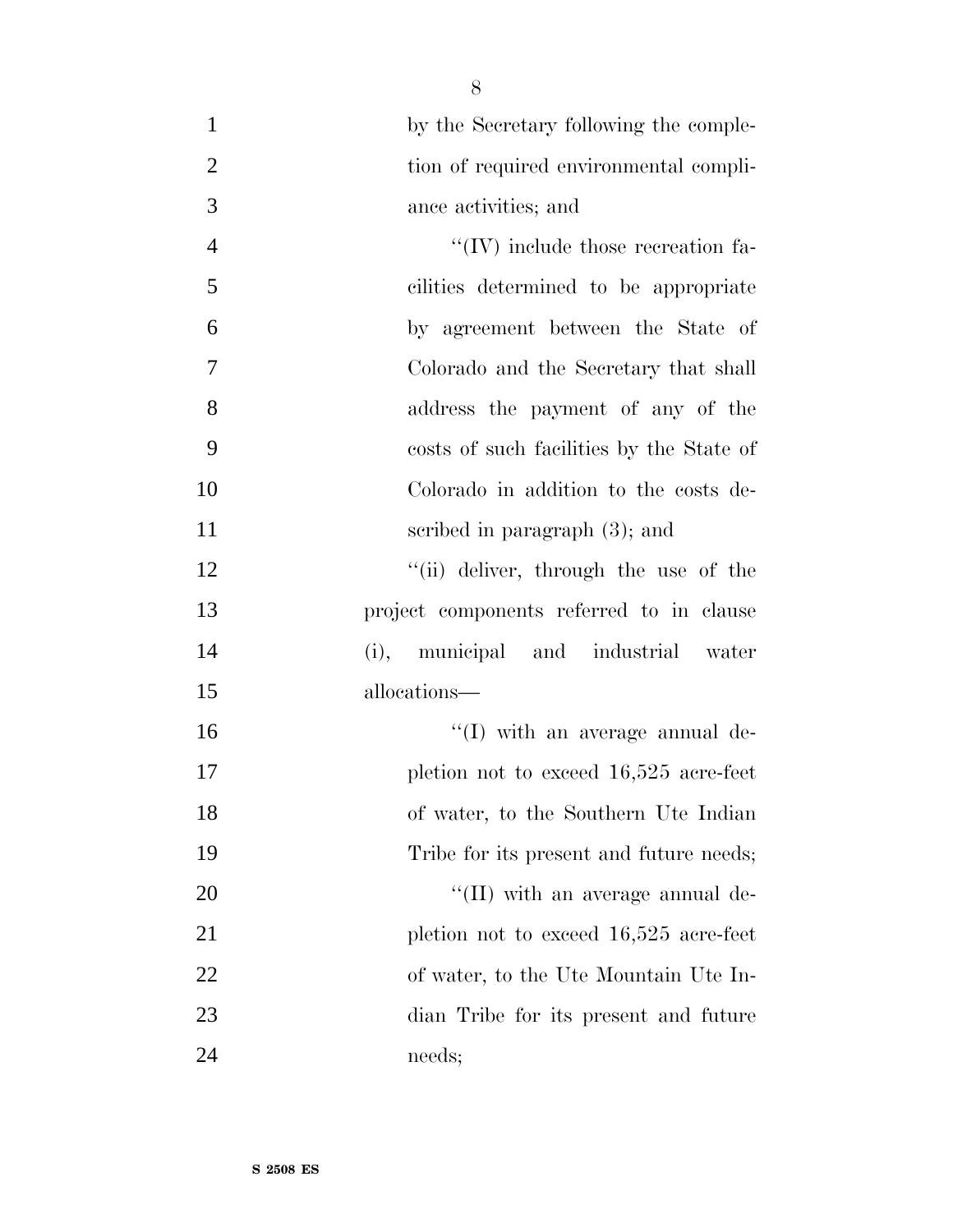by the Secretary following the completion of required environmental compliance activities; and

''(IV) include those recreation facilities determined to be appropriate by agreement between the State of Colorado and the Secretary that shall address the payment of any of the costs of such facilities by the State of Colorado in addition to the costs described in paragraph (3); and

''(ii) deliver, through the use of the project components referred to in clause (i), municipal and industrial water allocations—

''(I) with an average annual depletion not to exceed 16,525 acre-feet of water, to the Southern Ute Indian Tribe for its present and future needs;

''(II) with an average annual depletion not to exceed 16,525 acre-feet of water, to the Ute Mountain Ute Indian Tribe for its present and future needs;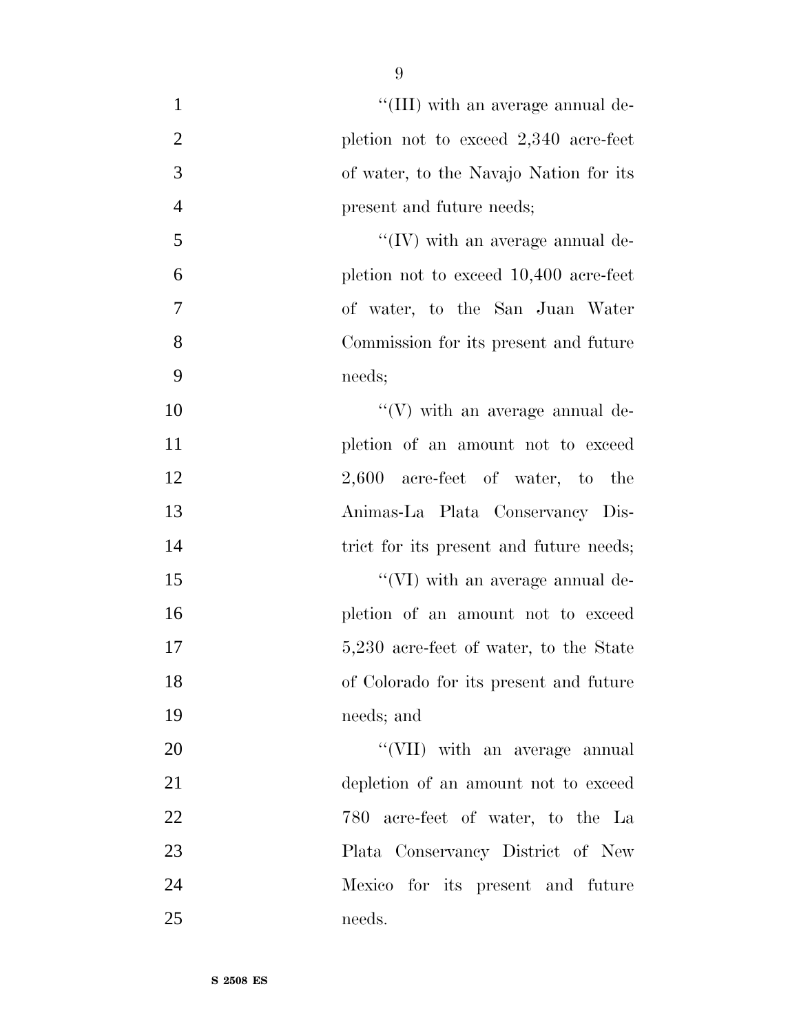''(III) with an average annual depletion not to exceed 2,340 acre-feet of water, to the Navajo Nation for its present and future needs;

''(IV) with an average annual depletion not to exceed 10,400 acre-feet of water, to the San Juan Water Commission for its present and future needs;

''(V) with an average annual depletion of an amount not to exceed 2,600 acre-feet of water, to the Animas-La Plata Conservancy District for its present and future needs;

''(VI) with an average annual depletion of an amount not to exceed 5,230 acre-feet of water, to the State of Colorado for its present and future needs; and

''(VII) with an average annual depletion of an amount not to exceed 780 acre-feet of water, to the La Plata Conservancy District of New Mexico for its present and future needs.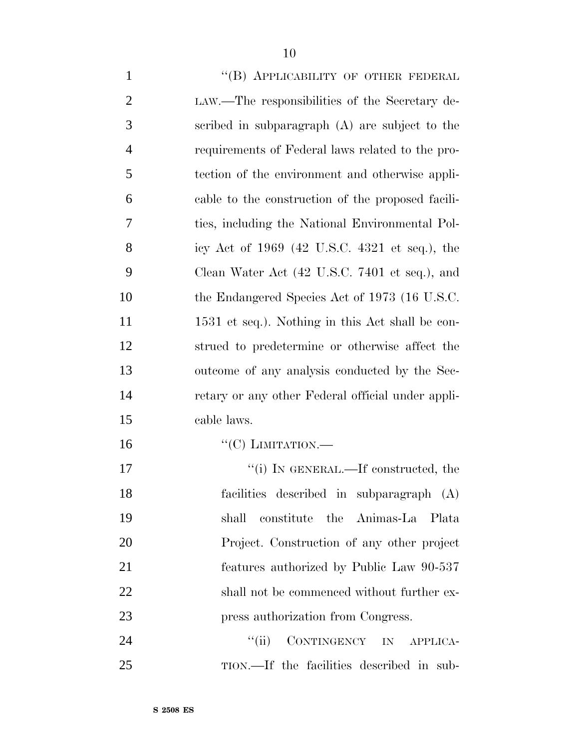"(B) APPLICABILITY OF OTHER FEDERAL LAW.—The responsibilities of the Secretary described in subparagraph (A) are subject to the requirements of Federal laws related to the protection of the environment and otherwise applicable to the construction of the proposed facilities, including the National Environmental Policy Act of 1969 (42 U.S.C. 4321 et seq.), the Clean Water Act (42 U.S.C. 7401 et seq.), and the Endangered Species Act of 1973 (16 U.S.C. 1531 et seq.). Nothing in this Act shall be construed to predetermine or otherwise affect the outcome of any analysis conducted by the Secretary or any other Federal official under applicable laws.

"(C) LIMITATION.—

"(i) IN GENERAL.—If constructed, the facilities described in subparagraph (A) shall constitute the Animas-La Plata Project. Construction of any other project features authorized by Public Law 90-537 shall not be commenced without further express authorization from Congress.

"(ii) CONTINGENCY IN APPLICATION.—If the facilities described in sub-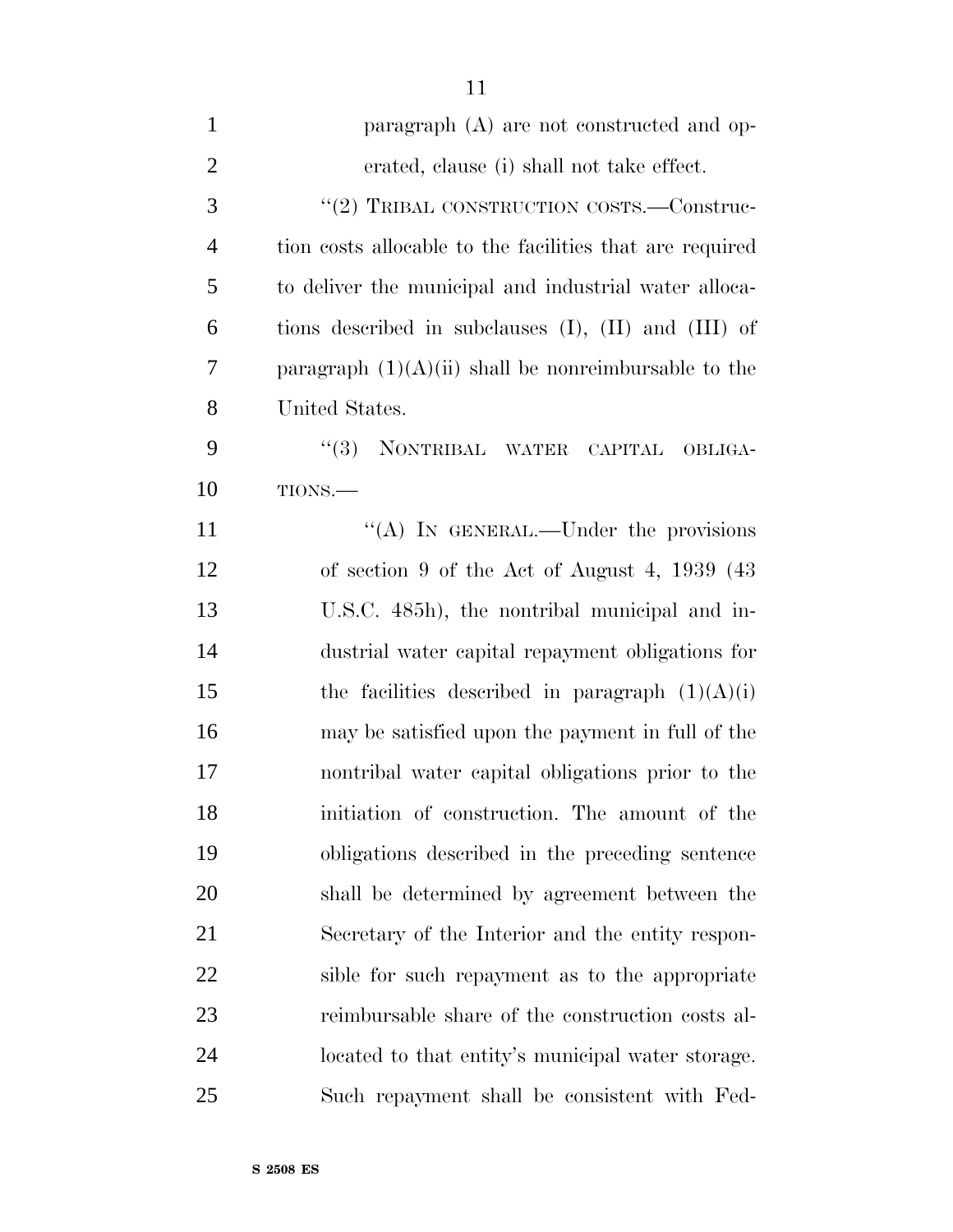paragraph (A) are not constructed and operated, clause (i) shall not take effect.

"(2) TRIBAL CONSTRUCTION COSTS.—Construction costs allocable to the facilities that are required to deliver the municipal and industrial water allocations described in subclauses (I), (II) and (III) of paragraph (1)(A)(ii) shall be nonreimbursable to the United States.

"(3) NONTRIBAL WATER CAPITAL OBLIGATIONS.—

"(A) IN GENERAL.—Under the provisions of section 9 of the Act of August 4, 1939 (43 U.S.C. 485h), the nontribal municipal and industrial water capital repayment obligations for the facilities described in paragraph (1)(A)(i) may be satisfied upon the payment in full of the nontribal water capital obligations prior to the initiation of construction. The amount of the obligations described in the preceding sentence shall be determined by agreement between the Secretary of the Interior and the entity responsible for such repayment as to the appropriate reimbursable share of the construction costs allocated to that entity's municipal water storage. Such repayment shall be consistent with Fed-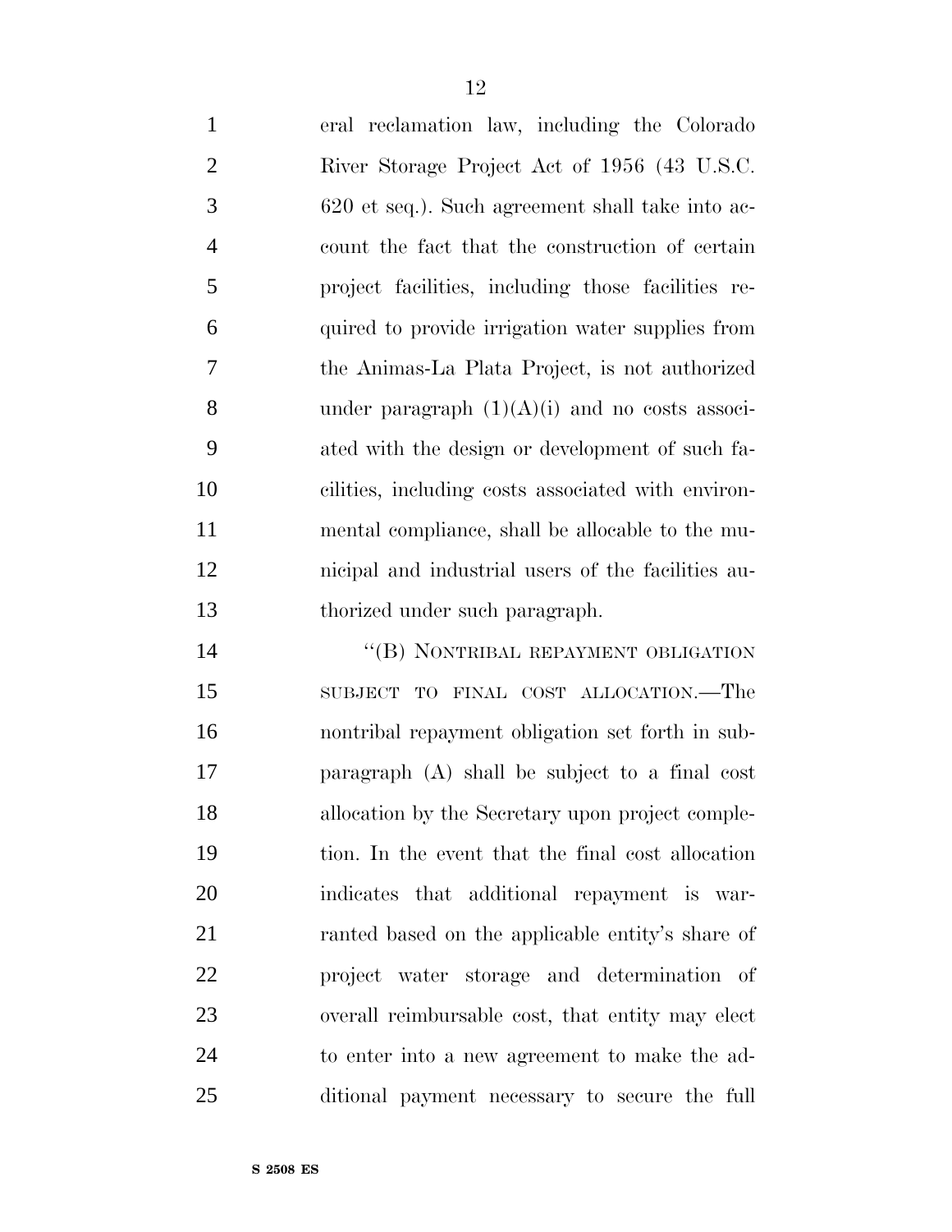eral reclamation law, including the Colorado River Storage Project Act of 1956 (43 U.S.C. 620 et seq.). Such agreement shall take into account the fact that the construction of certain project facilities, including those facilities required to provide irrigation water supplies from the Animas-La Plata Project, is not authorized under paragraph (1)(A)(i) and no costs associated with the design or development of such facilities, including costs associated with environmental compliance, shall be allocable to the municipal and industrial users of the facilities authorized under such paragraph.

"(B) NONTRIBAL REPAYMENT OBLIGATION SUBJECT TO FINAL COST ALLOCATION.—The nontribal repayment obligation set forth in subparagraph (A) shall be subject to a final cost allocation by the Secretary upon project completion. In the event that the final cost allocation indicates that additional repayment is warranted based on the applicable entity's share of project water storage and determination of overall reimbursable cost, that entity may elect to enter into a new agreement to make the additional payment necessary to secure the full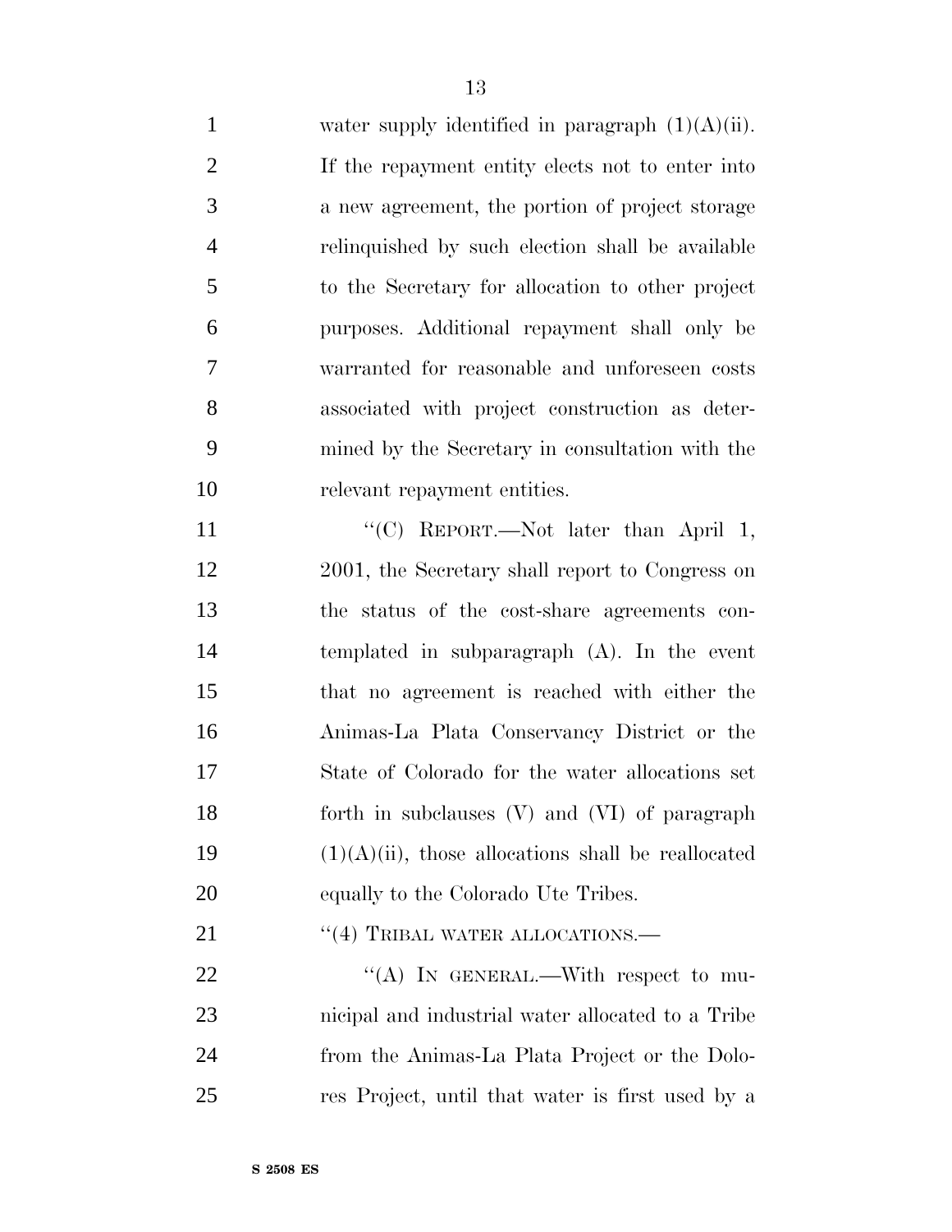water supply identified in paragraph (1)(A)(ii). If the repayment entity elects not to enter into a new agreement, the portion of project storage relinquished by such election shall be available to the Secretary for allocation to other project purposes. Additional repayment shall only be warranted for reasonable and unforeseen costs associated with project construction as determined by the Secretary in consultation with the relevant repayment entities.

"(C) REPORT.—Not later than April 1, 2001, the Secretary shall report to Congress on the status of the cost-share agreements contemplated in subparagraph (A). In the event that no agreement is reached with either the Animas-La Plata Conservancy District or the State of Colorado for the water allocations set forth in subclauses (V) and (VI) of paragraph (1)(A)(ii), those allocations shall be reallocated equally to the Colorado Ute Tribes.

"(4) TRIBAL WATER ALLOCATIONS.—

"(A) IN GENERAL.—With respect to municipal and industrial water allocated to a Tribe from the Animas-La Plata Project or the Dolores Project, until that water is first used by a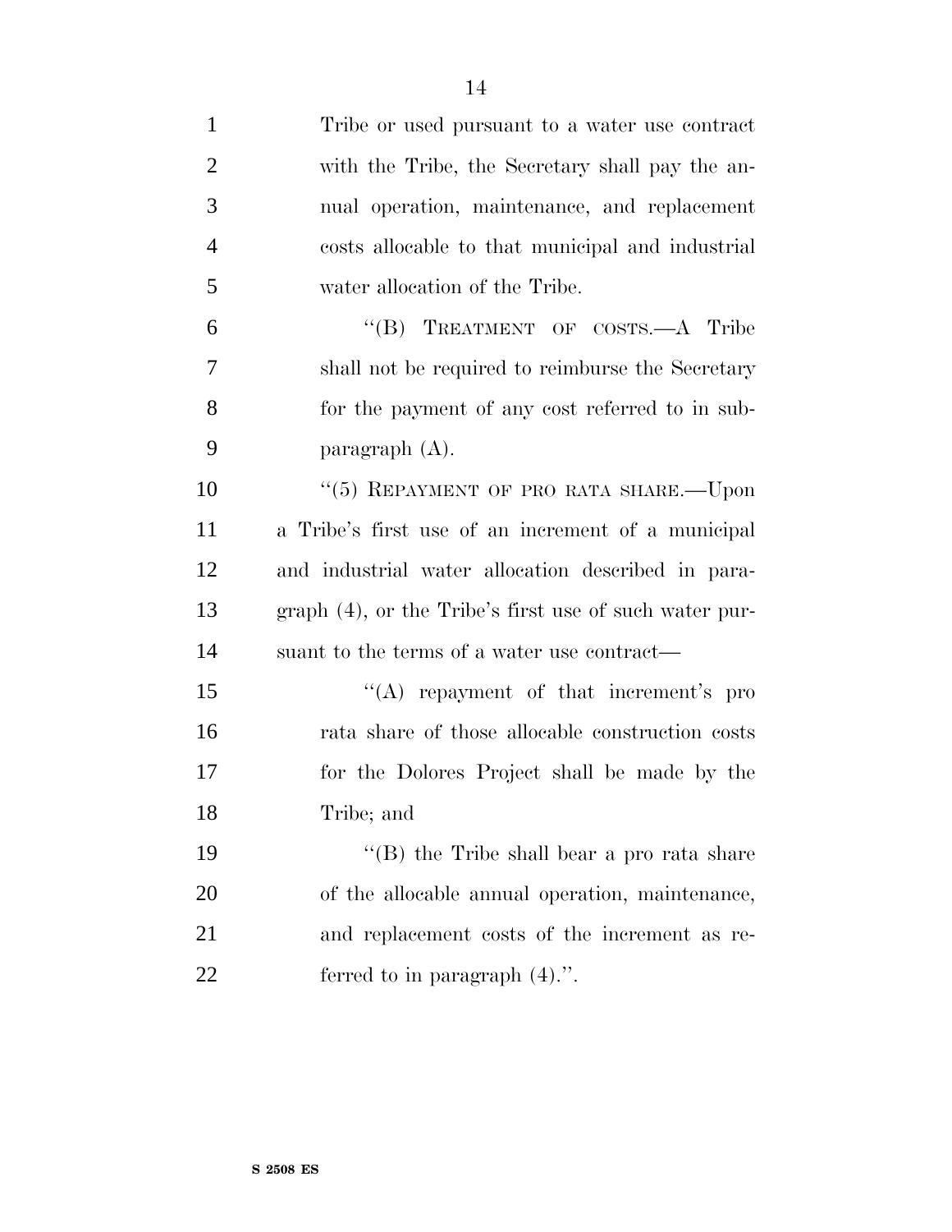Tribe or used pursuant to a water use contract with the Tribe, the Secretary shall pay the annual operation, maintenance, and replacement costs allocable to that municipal and industrial water allocation of the Tribe.

"(B) TREATMENT OF COSTS.—A Tribe shall not be required to reimburse the Secretary for the payment of any cost referred to in subparagraph (A).

"(5) REPAYMENT OF PRO RATA SHARE.—Upon a Tribe's first use of an increment of a municipal and industrial water allocation described in paragraph (4), or the Tribe's first use of such water pursuant to the terms of a water use contract—

"(A) repayment of that increment's pro rata share of those allocable construction costs for the Dolores Project shall be made by the Tribe; and

"(B) the Tribe shall bear a pro rata share of the allocable annual operation, maintenance, and replacement costs of the increment as referred to in paragraph (4).".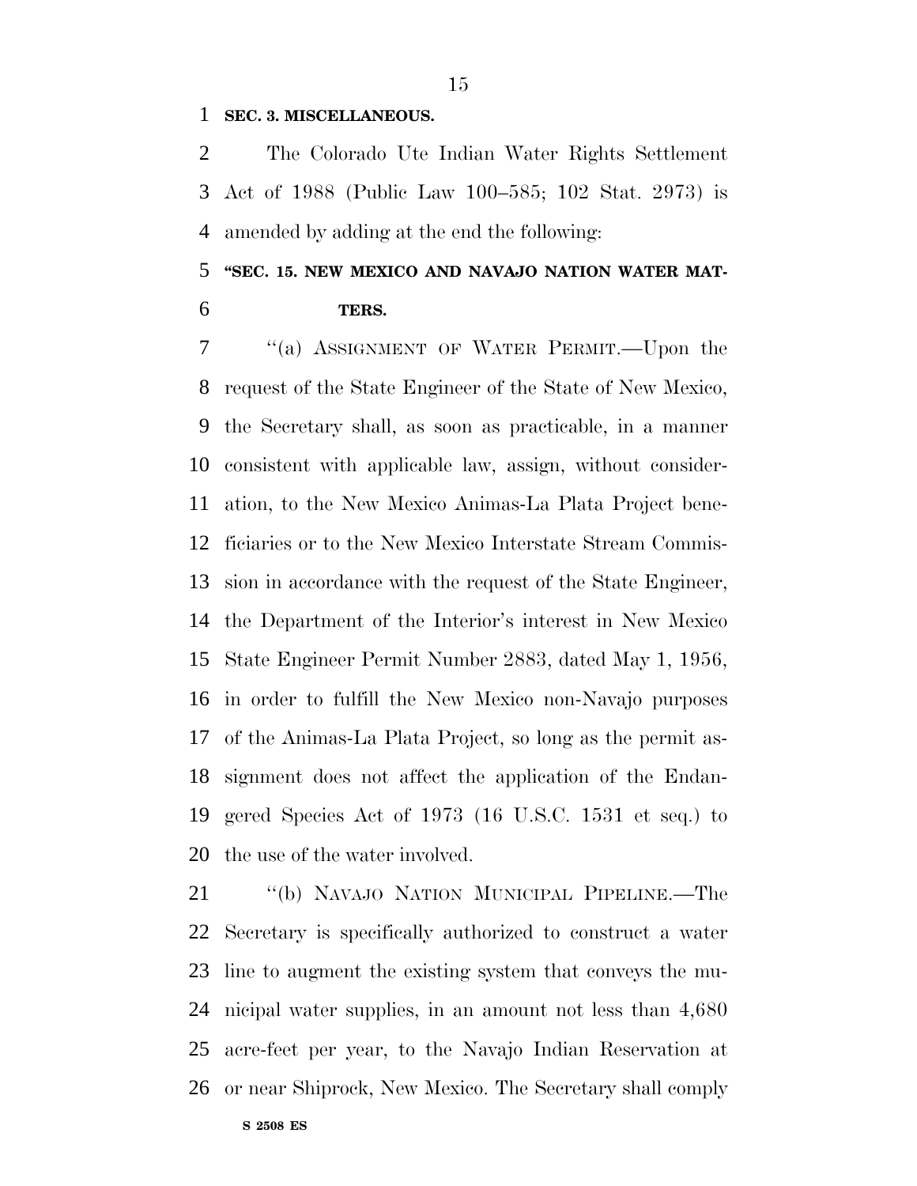**SEC. 3. MISCELLANEOUS.**

The Colorado Ute Indian Water Rights Settlement Act of 1988 (Public Law 100–585; 102 Stat. 2973) is amended by adding at the end the following:

**"SEC. 15. NEW MEXICO AND NAVAJO NATION WATER MATTERS.**

"(a) ASSIGNMENT OF WATER PERMIT.—Upon the request of the State Engineer of the State of New Mexico, the Secretary shall, as soon as practicable, in a manner consistent with applicable law, assign, without consideration, to the New Mexico Animas-La Plata Project beneficiaries or to the New Mexico Interstate Stream Commission in accordance with the request of the State Engineer, the Department of the Interior's interest in New Mexico State Engineer Permit Number 2883, dated May 1, 1956, in order to fulfill the New Mexico non-Navajo purposes of the Animas-La Plata Project, so long as the permit assignment does not affect the application of the Endangered Species Act of 1973 (16 U.S.C. 1531 et seq.) to the use of the water involved.

"(b) NAVAJO NATION MUNICIPAL PIPELINE.—The Secretary is specifically authorized to construct a water line to augment the existing system that conveys the municipal water supplies, in an amount not less than 4,680 acre-feet per year, to the Navajo Indian Reservation at or near Shiprock, New Mexico. The Secretary shall comply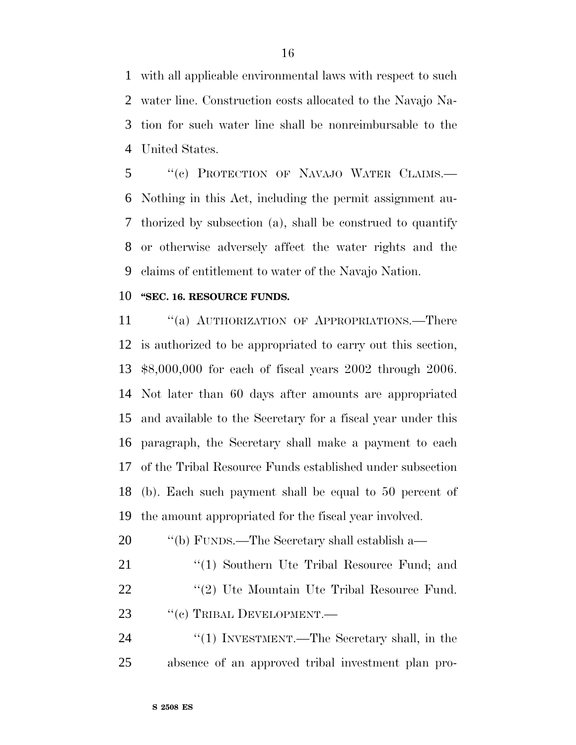with all applicable environmental laws with respect to such water line. Construction costs allocated to the Navajo Nation for such water line shall be nonreimbursable to the United States.

"(c) PROTECTION OF NAVAJO WATER CLAIMS.—Nothing in this Act, including the permit assignment authorized by subsection (a), shall be construed to quantify or otherwise adversely affect the water rights and the claims of entitlement to water of the Navajo Nation.

**"SEC. 16. RESOURCE FUNDS.**

"(a) AUTHORIZATION OF APPROPRIATIONS.—There is authorized to be appropriated to carry out this section, $8,000,000 for each of fiscal years 2002 through 2006. Not later than 60 days after amounts are appropriated and available to the Secretary for a fiscal year under this paragraph, the Secretary shall make a payment to each of the Tribal Resource Funds established under subsection (b). Each such payment shall be equal to 50 percent of the amount appropriated for the fiscal year involved.

"(b) FUNDS.—The Secretary shall establish a—

"(1) Southern Ute Tribal Resource Fund; and

"(2) Ute Mountain Ute Tribal Resource Fund.

"(c) TRIBAL DEVELOPMENT.—

"(1) INVESTMENT.—The Secretary shall, in the absence of an approved tribal investment plan pro-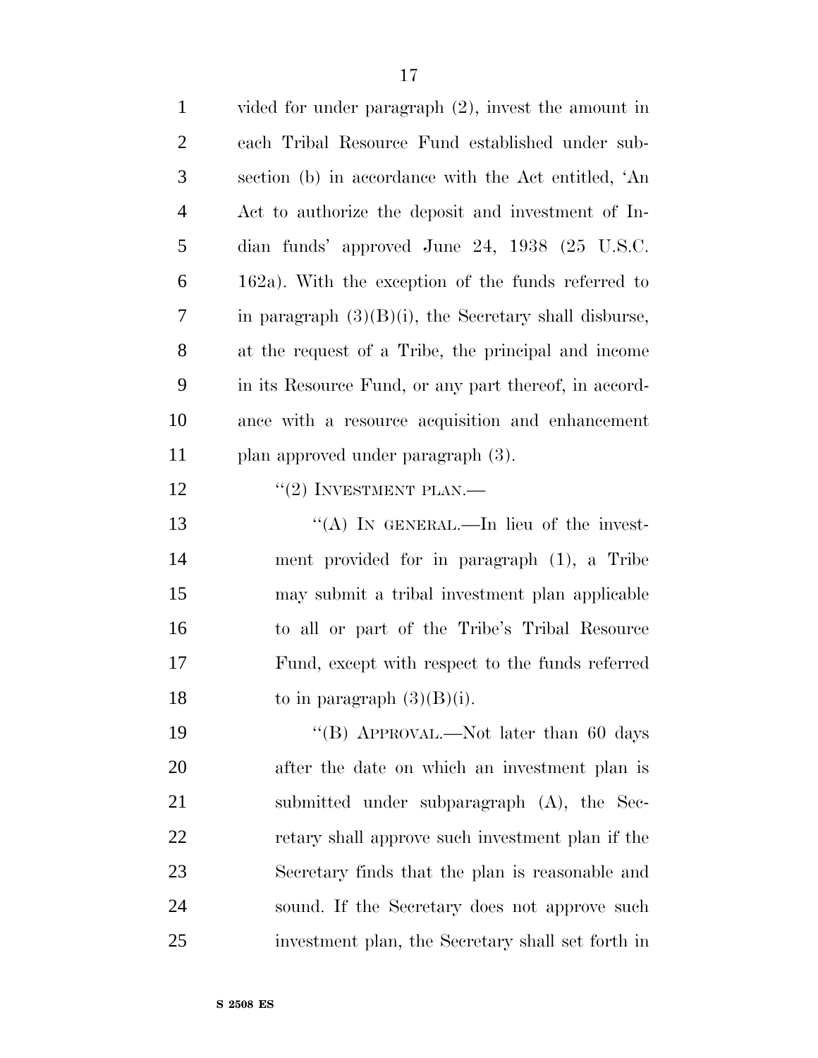vided for under paragraph (2), invest the amount in each Tribal Resource Fund established under subsection (b) in accordance with the Act entitled, 'An Act to authorize the deposit and investment of Indian funds' approved June 24, 1938 (25 U.S.C. 162a). With the exception of the funds referred to in paragraph (3)(B)(i), the Secretary shall disburse, at the request of a Tribe, the principal and income in its Resource Fund, or any part thereof, in accordance with a resource acquisition and enhancement plan approved under paragraph (3).

''(2) INVESTMENT PLAN.—

''(A) IN GENERAL.—In lieu of the investment provided for in paragraph (1), a Tribe may submit a tribal investment plan applicable to all or part of the Tribe's Tribal Resource Fund, except with respect to the funds referred to in paragraph (3)(B)(i).

''(B) APPROVAL.—Not later than 60 days after the date on which an investment plan is submitted under subparagraph (A), the Secretary shall approve such investment plan if the Secretary finds that the plan is reasonable and sound. If the Secretary does not approve such investment plan, the Secretary shall set forth in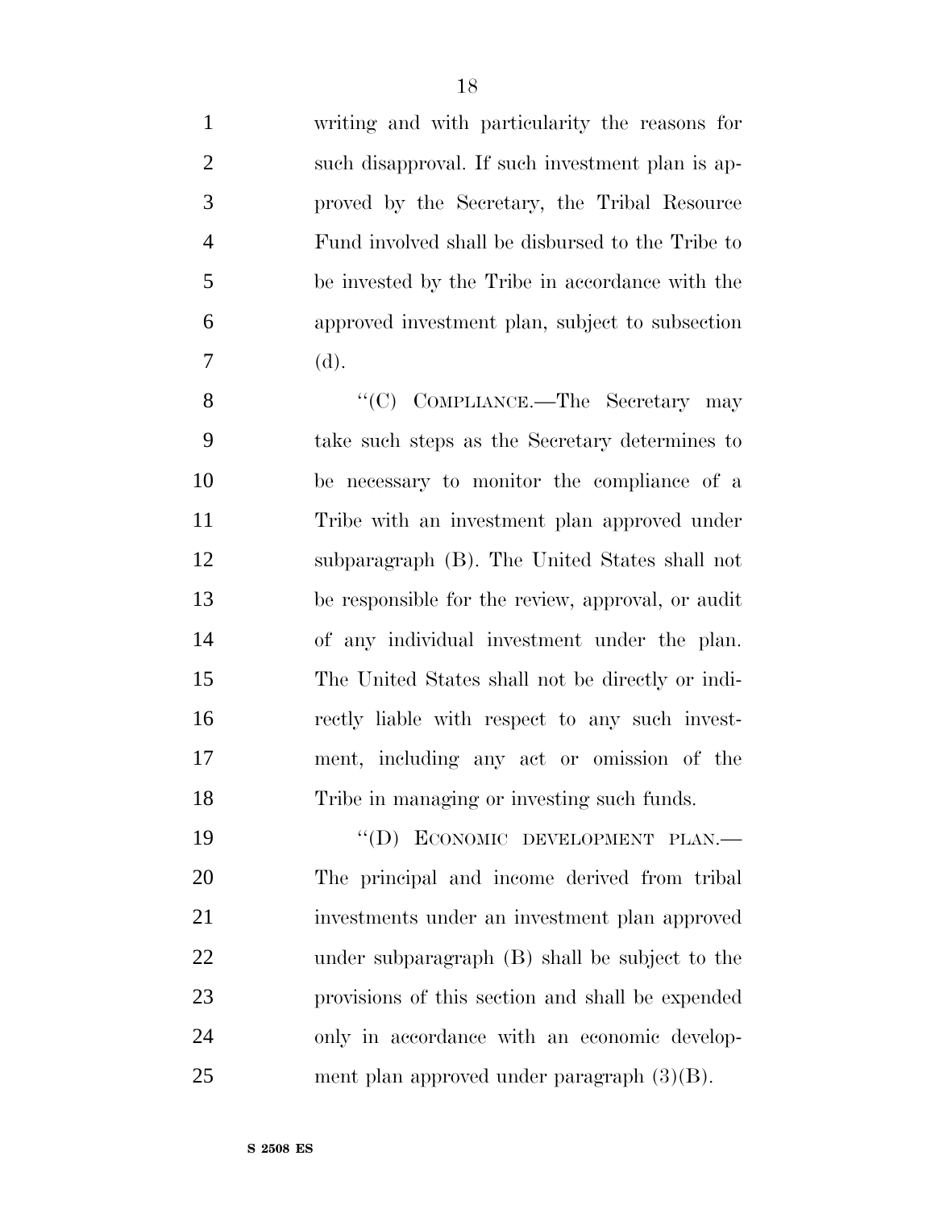writing and with particularity the reasons for such disapproval. If such investment plan is approved by the Secretary, the Tribal Resource Fund involved shall be disbursed to the Tribe to be invested by the Tribe in accordance with the approved investment plan, subject to subsection (d).

"(C) COMPLIANCE.—The Secretary may take such steps as the Secretary determines to be necessary to monitor the compliance of a Tribe with an investment plan approved under subparagraph (B). The United States shall not be responsible for the review, approval, or audit of any individual investment under the plan. The United States shall not be directly or indirectly liable with respect to any such investment, including any act or omission of the Tribe in managing or investing such funds.

"(D) ECONOMIC DEVELOPMENT PLAN.—The principal and income derived from tribal investments under an investment plan approved under subparagraph (B) shall be subject to the provisions of this section and shall be expended only in accordance with an economic development plan approved under paragraph (3)(B).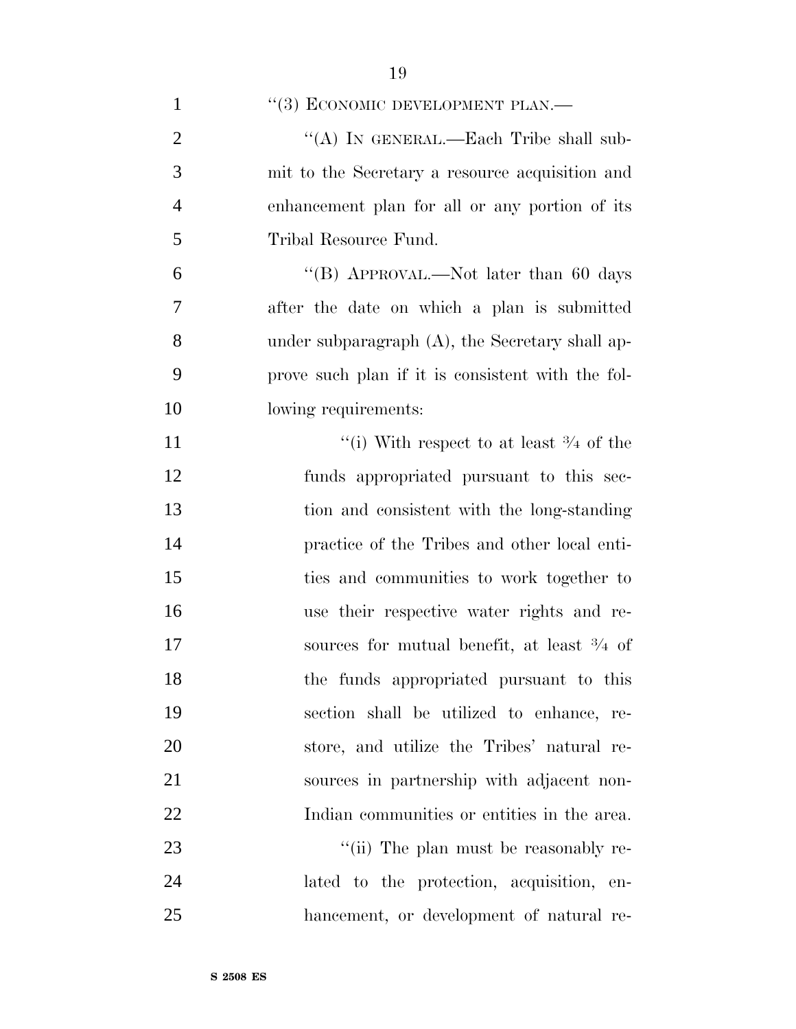"(3) ECONOMIC DEVELOPMENT PLAN.—

"(A) IN GENERAL.—Each Tribe shall submit to the Secretary a resource acquisition and enhancement plan for all or any portion of its Tribal Resource Fund.

"(B) APPROVAL.—Not later than 60 days after the date on which a plan is submitted under subparagraph (A), the Secretary shall approve such plan if it is consistent with the following requirements:

"(i) With respect to at least $3/4$ of the funds appropriated pursuant to this section and consistent with the long-standing practice of the Tribes and other local entities and communities to work together to use their respective water rights and resources for mutual benefit, at least $3/4$ of the funds appropriated pursuant to this section shall be utilized to enhance, restore, and utilize the Tribes' natural resources in partnership with adjacent non-Indian communities or entities in the area.

"(ii) The plan must be reasonably related to the protection, acquisition, enhancement, or development of natural re-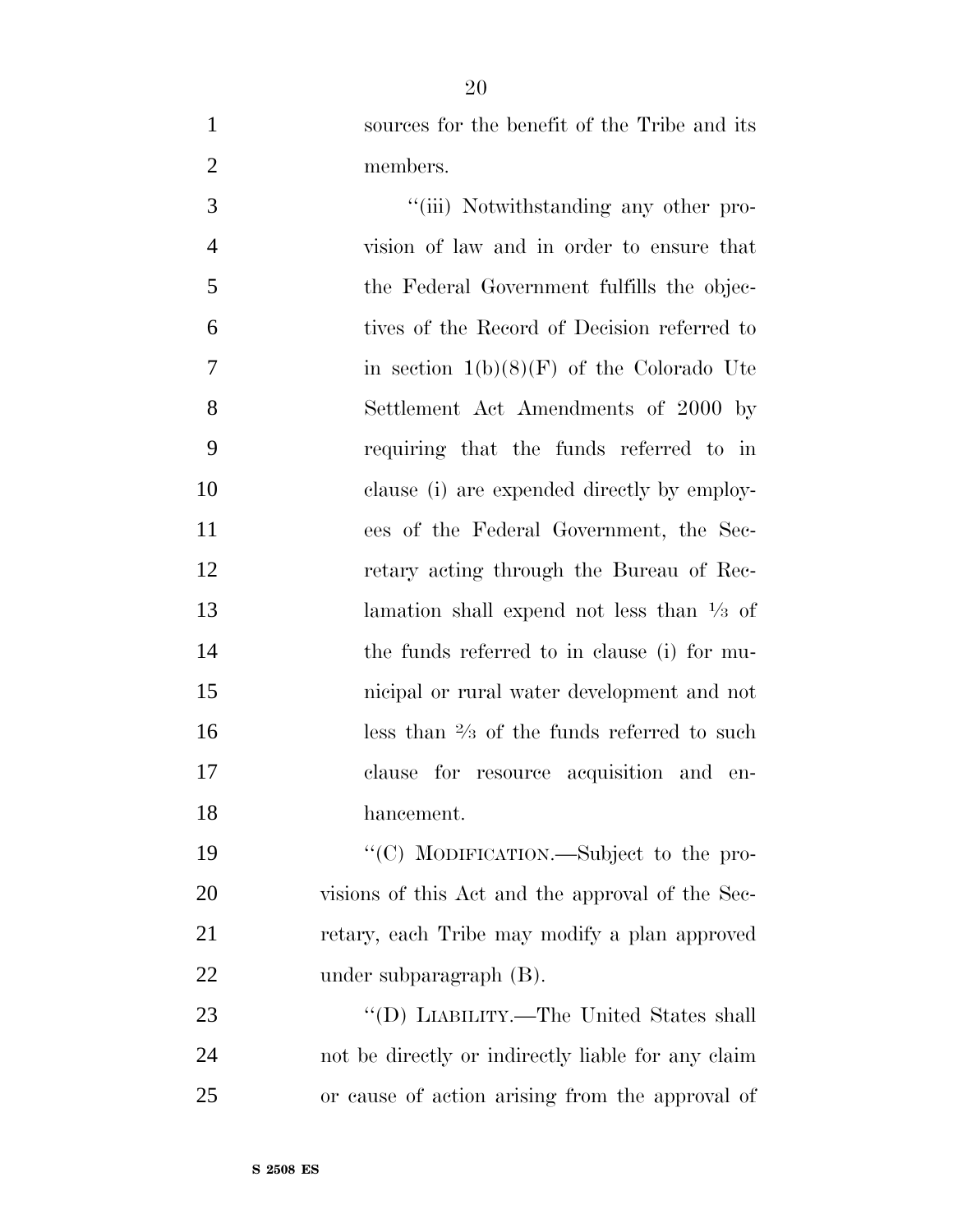sources for the benefit of the Tribe and its members.

''(iii) Notwithstanding any other provision of law and in order to ensure that the Federal Government fulfills the objectives of the Record of Decision referred to in section 1(b)(8)(F) of the Colorado Ute Settlement Act Amendments of 2000 by requiring that the funds referred to in clause (i) are expended directly by employees of the Federal Government, the Secretary acting through the Bureau of Reclamation shall expend not less than ⅓ of the funds referred to in clause (i) for municipal or rural water development and not less than ⅔ of the funds referred to such clause for resource acquisition and enhancement.

''(C) MODIFICATION.—Subject to the provisions of this Act and the approval of the Secretary, each Tribe may modify a plan approved under subparagraph (B).

''(D) LIABILITY.—The United States shall not be directly or indirectly liable for any claim or cause of action arising from the approval of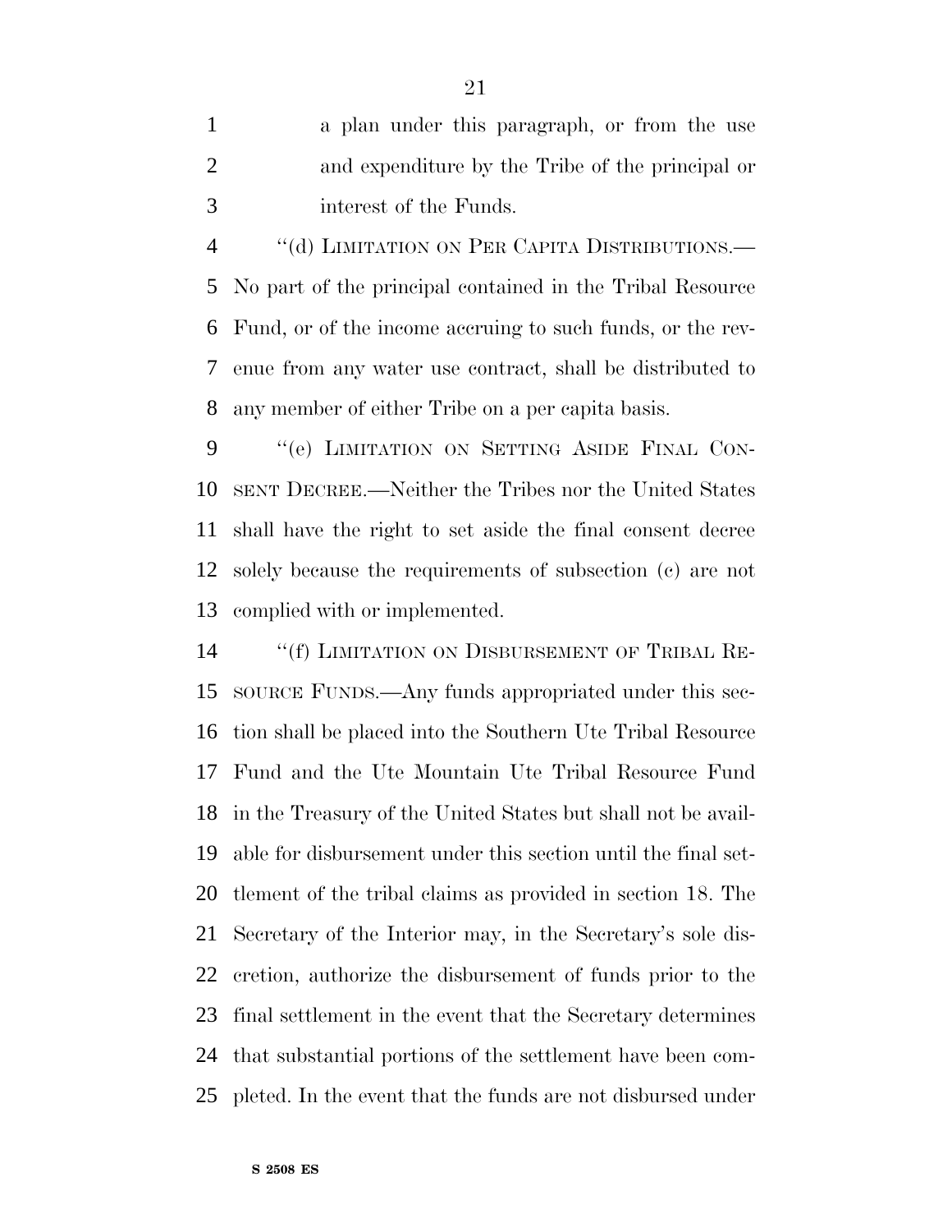a plan under this paragraph, or from the use and expenditure by the Tribe of the principal or interest of the Funds.

"(d) LIMITATION ON PER CAPITA DISTRIBUTIONS.—No part of the principal contained in the Tribal Resource Fund, or of the income accruing to such funds, or the revenue from any water use contract, shall be distributed to any member of either Tribe on a per capita basis.

"(e) LIMITATION ON SETTING ASIDE FINAL CONSENT DECREE.—Neither the Tribes nor the United States shall have the right to set aside the final consent decree solely because the requirements of subsection (c) are not complied with or implemented.

"(f) LIMITATION ON DISBURSEMENT OF TRIBAL RESOURCE FUNDS.—Any funds appropriated under this section shall be placed into the Southern Ute Tribal Resource Fund and the Ute Mountain Ute Tribal Resource Fund in the Treasury of the United States but shall not be available for disbursement under this section until the final settlement of the tribal claims as provided in section 18. The Secretary of the Interior may, in the Secretary's sole discretion, authorize the disbursement of funds prior to the final settlement in the event that the Secretary determines that substantial portions of the settlement have been completed. In the event that the funds are not disbursed under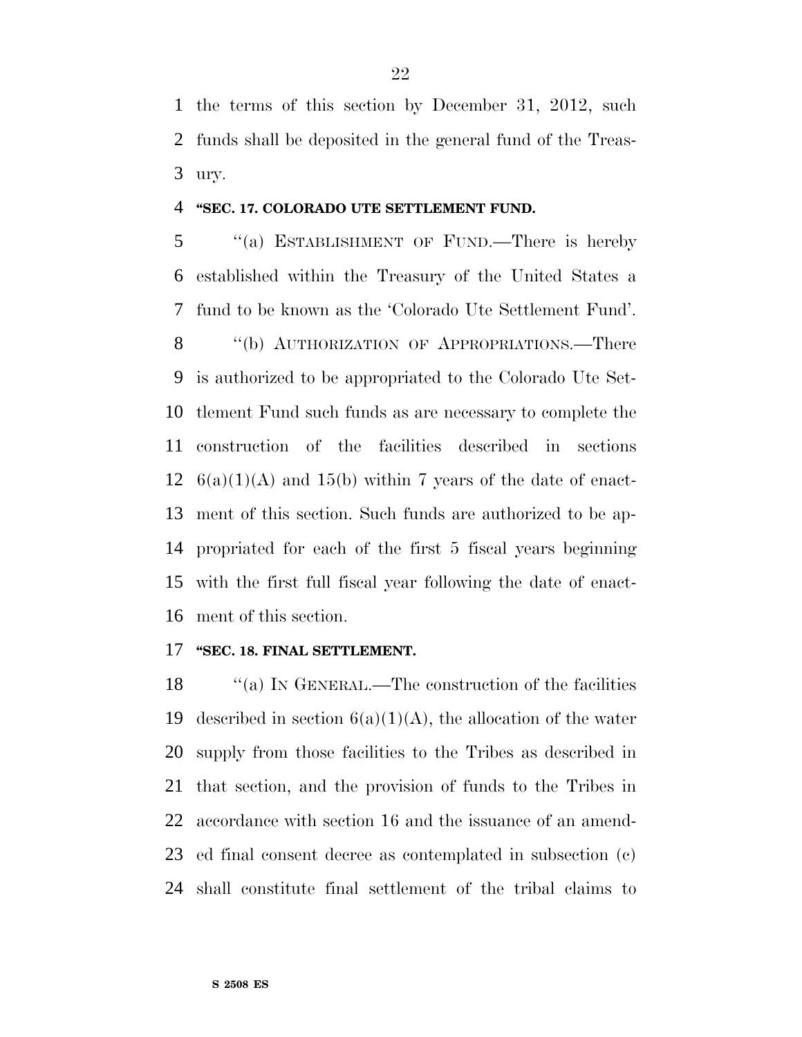the terms of this section by December 31, 2012, such funds shall be deposited in the general fund of the Treasury.

**"SEC. 17. COLORADO UTE SETTLEMENT FUND.**

"(a) ESTABLISHMENT OF FUND.—There is hereby established within the Treasury of the United States a fund to be known as the 'Colorado Ute Settlement Fund'.

"(b) AUTHORIZATION OF APPROPRIATIONS.—There is authorized to be appropriated to the Colorado Ute Settlement Fund such funds as are necessary to complete the construction of the facilities described in sections 6(a)(1)(A) and 15(b) within 7 years of the date of enactment of this section. Such funds are authorized to be appropriated for each of the first 5 fiscal years beginning with the first full fiscal year following the date of enactment of this section.

**"SEC. 18. FINAL SETTLEMENT.**

"(a) IN GENERAL.—The construction of the facilities described in section 6(a)(1)(A), the allocation of the water supply from those facilities to the Tribes as described in that section, and the provision of funds to the Tribes in accordance with section 16 and the issuance of an amended final consent decree as contemplated in subsection (c) shall constitute final settlement of the tribal claims to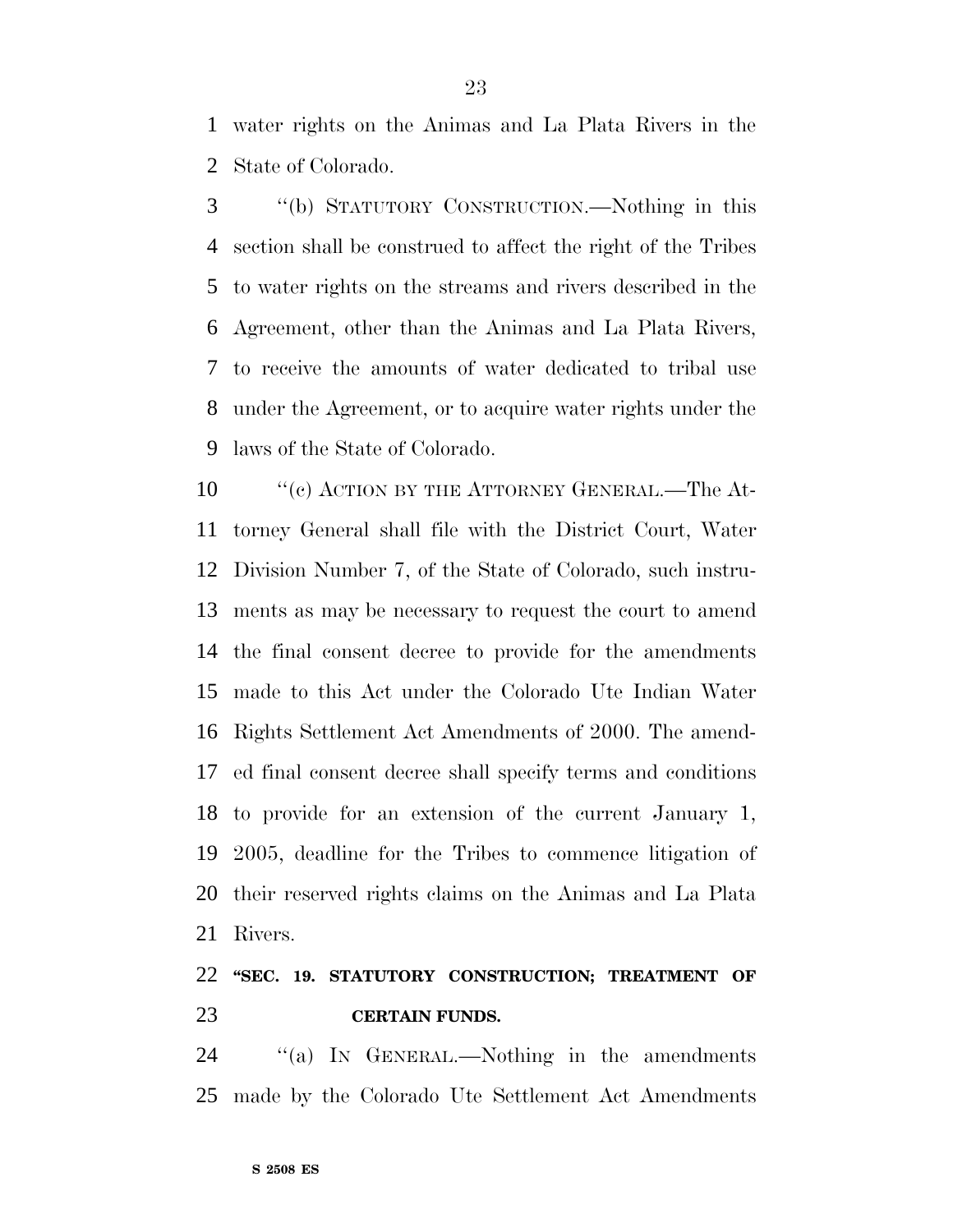water rights on the Animas and La Plata Rivers in the State of Colorado.

''(b) STATUTORY CONSTRUCTION.—Nothing in this section shall be construed to affect the right of the Tribes to water rights on the streams and rivers described in the Agreement, other than the Animas and La Plata Rivers, to receive the amounts of water dedicated to tribal use under the Agreement, or to acquire water rights under the laws of the State of Colorado.

''(c) ACTION BY THE ATTORNEY GENERAL.—The Attorney General shall file with the District Court, Water Division Number 7, of the State of Colorado, such instruments as may be necessary to request the court to amend the final consent decree to provide for the amendments made to this Act under the Colorado Ute Indian Water Rights Settlement Act Amendments of 2000. The amended final consent decree shall specify terms and conditions to provide for an extension of the current January 1, 2005, deadline for the Tribes to commence litigation of their reserved rights claims on the Animas and La Plata Rivers.

**''SEC. 19. STATUTORY CONSTRUCTION; TREATMENT OF CERTAIN FUNDS.**

''(a) IN GENERAL.—Nothing in the amendments made by the Colorado Ute Settlement Act Amendments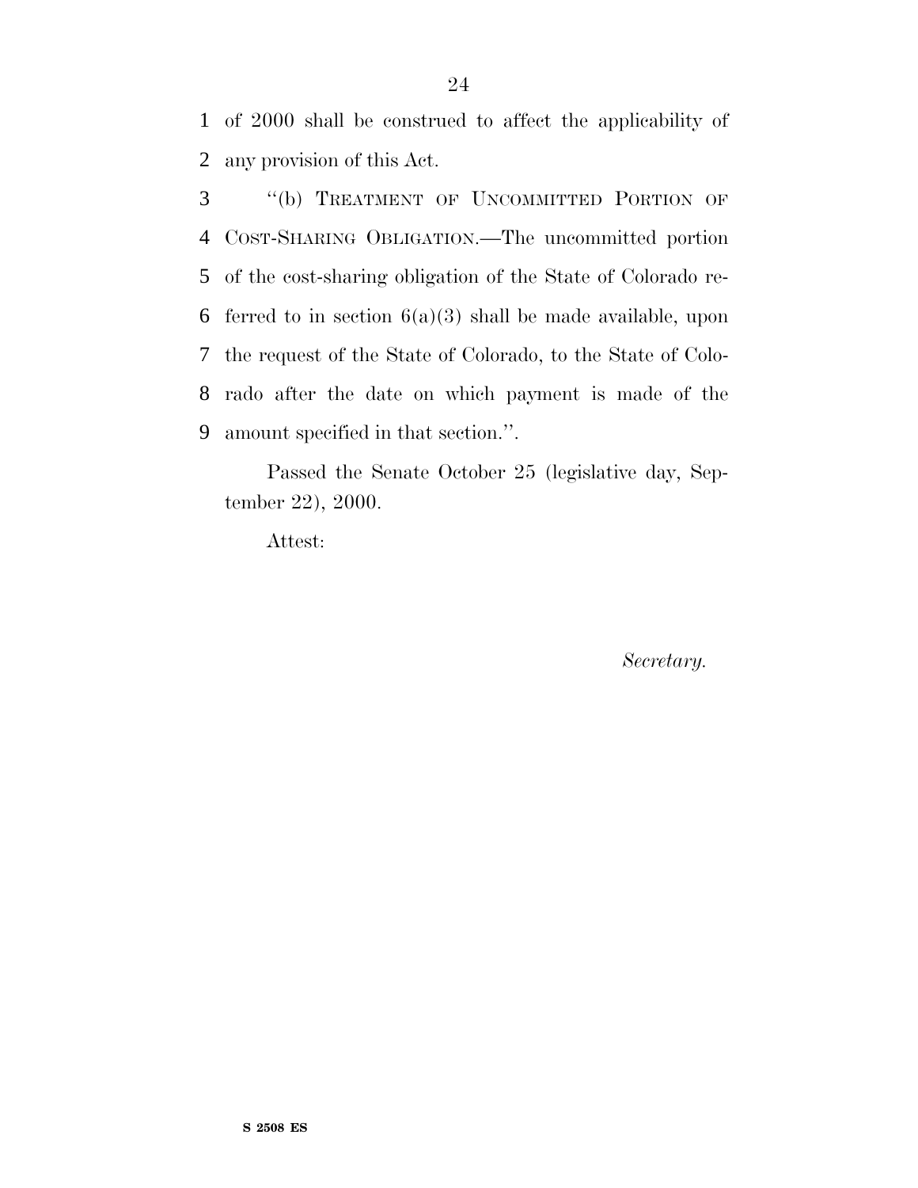of 2000 shall be construed to affect the applicability of any provision of this Act.

"(b) TREATMENT OF UNCOMMITTED PORTION OF COST-SHARING OBLIGATION.—The uncommitted portion of the cost-sharing obligation of the State of Colorado referred to in section 6(a)(3) shall be made available, upon the request of the State of Colorado, to the State of Colorado after the date on which payment is made of the amount specified in that section.".

Passed the Senate October 25 (legislative day, September 22), 2000.

Attest:

*Secretary.*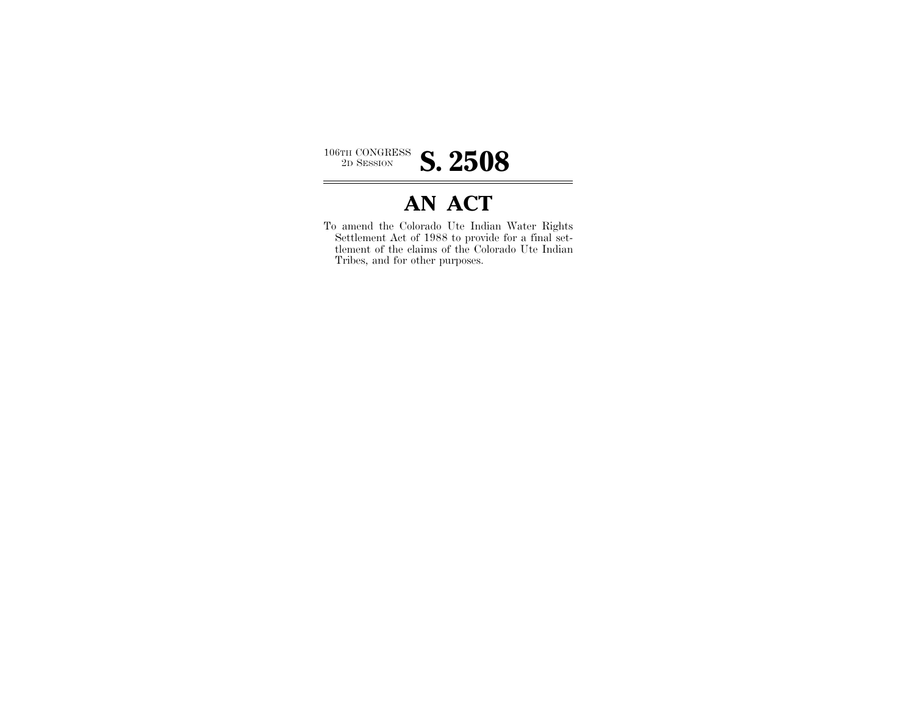106TH CONGRESS
2D SESSION

# S. 2508

## AN ACT

To amend the Colorado Ute Indian Water Rights Settlement Act of 1988 to provide for a final settlement of the claims of the Colorado Ute Indian Tribes, and for other purposes.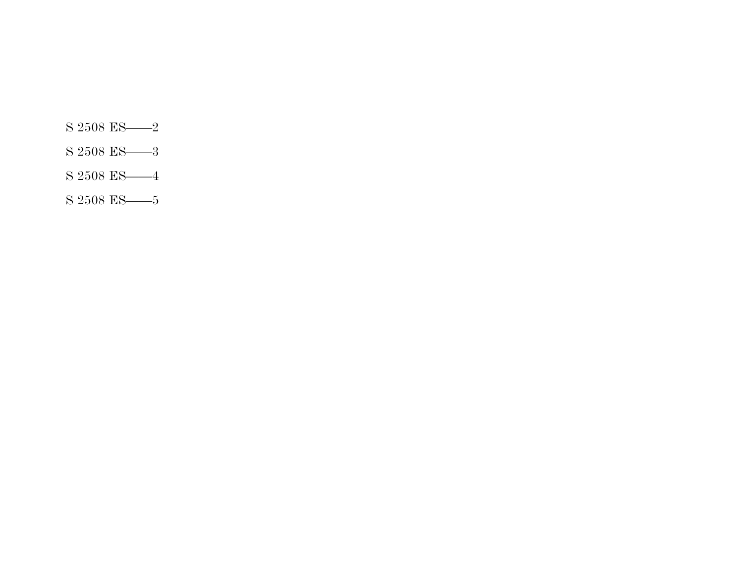S 2508 ES——2

S 2508 ES——3

S 2508 ES——4

S 2508 ES——5